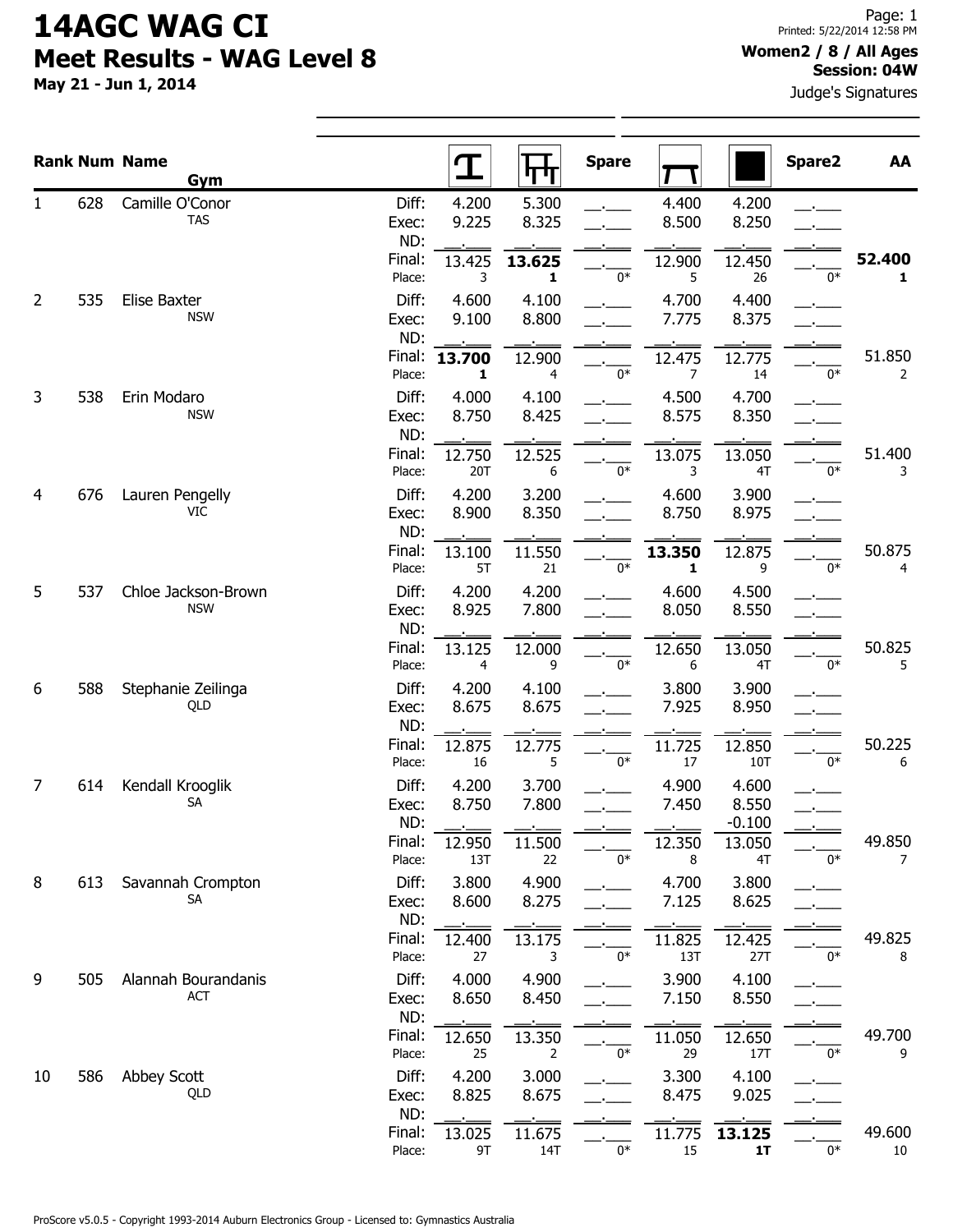# 14AGC WAG CI

## Meet Results - WAG Level 8

**May 21 - Jun 1, 2014**

Printed: 5/22/2014 12:58 PM

**Women2 / 8 / All Ages**
**Session: 04W**

Judge's Signatures

| Rank | Num | Name / Gym | | Vault | Bars | Spare | Beam | Floor | Spare2 | AA |
|---|---|---|---|---|---|---|---|---|---|---|
| 1 | 628 | Camille O'Conor | Diff: | 4.200 | 5.300 | \_.\_\_\_ | 4.400 | 4.200 | \_.\_\_\_ | |
| | | TAS | Exec: | 9.225 | 8.325 | \_.\_\_\_ | 8.500 | 8.250 | \_.\_\_\_ | |
| | | | ND: | \_.\_\_\_ | \_.\_\_\_ | \_.\_\_\_ | \_.\_\_\_ | \_.\_\_\_ | \_.\_\_\_ | |
| | | | Final: | 13.425 | **13.625** | \_.\_\_\_ | 12.900 | 12.450 | \_.\_\_\_ | **52.400** |
| | | | Place: | 3 | **1** | 0* | 5 | 26 | 0* | **1** |
| 2 | 535 | Elise Baxter | Diff: | 4.600 | 4.100 | \_.\_\_\_ | 4.700 | 4.400 | \_.\_\_\_ | |
| | | NSW | Exec: | 9.100 | 8.800 | \_.\_\_\_ | 7.775 | 8.375 | \_.\_\_\_ | |
| | | | ND: | \_.\_\_\_ | \_.\_\_\_ | \_.\_\_\_ | \_.\_\_\_ | \_.\_\_\_ | \_.\_\_\_ | |
| | | | Final: | **13.700** | 12.900 | \_.\_\_\_ | 12.475 | 12.775 | \_.\_\_\_ | 51.850 |
| | | | Place: | **1** | 4 | 0* | 7 | 14 | 0* | 2 |
| 3 | 538 | Erin Modaro | Diff: | 4.000 | 4.100 | \_.\_\_\_ | 4.500 | 4.700 | \_.\_\_\_ | |
| | | NSW | Exec: | 8.750 | 8.425 | \_.\_\_\_ | 8.575 | 8.350 | \_.\_\_\_ | |
| | | | ND: | \_.\_\_\_ | \_.\_\_\_ | \_.\_\_\_ | \_.\_\_\_ | \_.\_\_\_ | \_.\_\_\_ | |
| | | | Final: | 12.750 | 12.525 | \_.\_\_\_ | 13.075 | 13.050 | \_.\_\_\_ | 51.400 |
| | | | Place: | 20T | 6 | 0* | 3 | 4T | 0* | 3 |
| 4 | 676 | Lauren Pengelly | Diff: | 4.200 | 3.200 | \_.\_\_\_ | 4.600 | 3.900 | \_.\_\_\_ | |
| | | VIC | Exec: | 8.900 | 8.350 | \_.\_\_\_ | 8.750 | 8.975 | \_.\_\_\_ | |
| | | | ND: | \_.\_\_\_ | \_.\_\_\_ | \_.\_\_\_ | \_.\_\_\_ | \_.\_\_\_ | \_.\_\_\_ | |
| | | | Final: | 13.100 | 11.550 | \_.\_\_\_ | **13.350** | 12.875 | \_.\_\_\_ | 50.875 |
| | | | Place: | 5T | 21 | 0* | **1** | 9 | 0* | 4 |
| 5 | 537 | Chloe Jackson-Brown | Diff: | 4.200 | 4.200 | \_.\_\_\_ | 4.600 | 4.500 | \_.\_\_\_ | |
| | | NSW | Exec: | 8.925 | 7.800 | \_.\_\_\_ | 8.050 | 8.550 | \_.\_\_\_ | |
| | | | ND: | \_.\_\_\_ | \_.\_\_\_ | \_.\_\_\_ | \_.\_\_\_ | \_.\_\_\_ | \_.\_\_\_ | |
| | | | Final: | 13.125 | 12.000 | \_.\_\_\_ | 12.650 | 13.050 | \_.\_\_\_ | 50.825 |
| | | | Place: | 4 | 9 | 0* | 6 | 4T | 0* | 5 |
| 6 | 588 | Stephanie Zeilinga | Diff: | 4.200 | 4.100 | \_.\_\_\_ | 3.800 | 3.900 | \_.\_\_\_ | |
| | | QLD | Exec: | 8.675 | 8.675 | \_.\_\_\_ | 7.925 | 8.950 | \_.\_\_\_ | |
| | | | ND: | \_.\_\_\_ | \_.\_\_\_ | \_.\_\_\_ | \_.\_\_\_ | \_.\_\_\_ | \_.\_\_\_ | |
| | | | Final: | 12.875 | 12.775 | \_.\_\_\_ | 11.725 | 12.850 | \_.\_\_\_ | 50.225 |
| | | | Place: | 16 | 5 | 0* | 17 | 10T | 0* | 6 |
| 7 | 614 | Kendall Krooglik | Diff: | 4.200 | 3.700 | \_.\_\_\_ | 4.900 | 4.600 | \_.\_\_\_ | |
| | | SA | Exec: | 8.750 | 7.800 | \_.\_\_\_ | 7.450 | 8.550 | \_.\_\_\_ | |
| | | | ND: | \_.\_\_\_ | \_.\_\_\_ | \_.\_\_\_ | \_.\_\_\_ | -0.100 | \_.\_\_\_ | |
| | | | Final: | 12.950 | 11.500 | \_.\_\_\_ | 12.350 | 13.050 | \_.\_\_\_ | 49.850 |
| | | | Place: | 13T | 22 | 0* | 8 | 4T | 0* | 7 |
| 8 | 613 | Savannah Crompton | Diff: | 3.800 | 4.900 | \_.\_\_\_ | 4.700 | 3.800 | \_.\_\_\_ | |
| | | SA | Exec: | 8.600 | 8.275 | \_.\_\_\_ | 7.125 | 8.625 | \_.\_\_\_ | |
| | | | ND: | \_.\_\_\_ | \_.\_\_\_ | \_.\_\_\_ | \_.\_\_\_ | \_.\_\_\_ | \_.\_\_\_ | |
| | | | Final: | 12.400 | 13.175 | \_.\_\_\_ | 11.825 | 12.425 | \_.\_\_\_ | 49.825 |
| | | | Place: | 27 | 3 | 0* | 13T | 27T | 0* | 8 |
| 9 | 505 | Alannah Bourandanis | Diff: | 4.000 | 4.900 | \_.\_\_\_ | 3.900 | 4.100 | \_.\_\_\_ | |
| | | ACT | Exec: | 8.650 | 8.450 | \_.\_\_\_ | 7.150 | 8.550 | \_.\_\_\_ | |
| | | | ND: | \_.\_\_\_ | \_.\_\_\_ | \_.\_\_\_ | \_.\_\_\_ | \_.\_\_\_ | \_.\_\_\_ | |
| | | | Final: | 12.650 | 13.350 | \_.\_\_\_ | 11.050 | 12.650 | \_.\_\_\_ | 49.700 |
| | | | Place: | 25 | 2 | 0* | 29 | 17T | 0* | 9 |
| 10 | 586 | Abbey Scott | Diff: | 4.200 | 3.000 | \_.\_\_\_ | 3.300 | 4.100 | \_.\_\_\_ | |
| | | QLD | Exec: | 8.825 | 8.675 | \_.\_\_\_ | 8.475 | 9.025 | \_.\_\_\_ | |
| | | | ND: | \_.\_\_\_ | \_.\_\_\_ | \_.\_\_\_ | \_.\_\_\_ | \_.\_\_\_ | \_.\_\_\_ | |
| | | | Final: | 13.025 | 11.675 | \_.\_\_\_ | 11.775 | **13.125** | \_.\_\_\_ | 49.600 |
| | | | Place: | 9T | 14T | 0* | 15 | **1T** | 0* | 10 |

ProScore v5.0.5 - Copyright 1993-2014 Auburn Electronics Group - Licensed to: Gymnastics Australia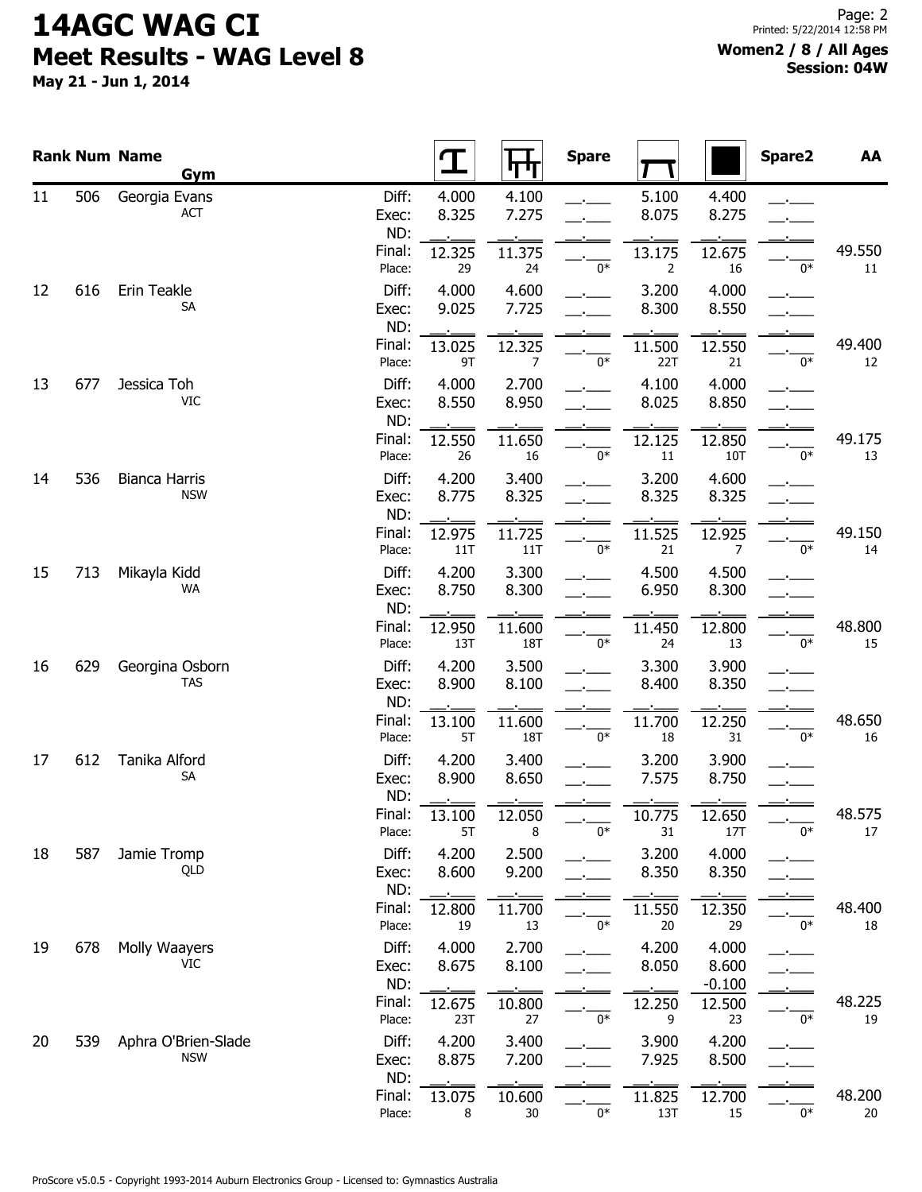# 14AGC WAG CI

## Meet Results - WAG Level 8

**May 21 - Jun 1, 2014**

**Women2 / 8 / All Ages**
**Session: 04W**

| Rank | Num | Name / Gym | | Vault | Bars | Spare | Beam | Floor | Spare2 | AA |
|---|---|---|---|---|---|---|---|---|---|---|
| 11 | 506 | Georgia Evans | Diff: | 4.000 | 4.100 | __.___ | 5.100 | 4.400 | __.___ | |
| | | ACT | Exec: | 8.325 | 7.275 | __.___ | 8.075 | 8.275 | __.___ | |
| | | | ND: | __.___ | __.___ | __.___ | __.___ | __.___ | __.___ | |
| | | | Final: | 12.325 | 11.375 | __.___ | 13.175 | 12.675 | __.___ | 49.550 |
| | | | Place: | 29 | 24 | 0* | 2 | 16 | 0* | 11 |
| 12 | 616 | Erin Teakle | Diff: | 4.000 | 4.600 | __.___ | 3.200 | 4.000 | __.___ | |
| | | SA | Exec: | 9.025 | 7.725 | __.___ | 8.300 | 8.550 | __.___ | |
| | | | ND: | __.___ | __.___ | __.___ | __.___ | __.___ | __.___ | |
| | | | Final: | 13.025 | 12.325 | __.___ | 11.500 | 12.550 | __.___ | 49.400 |
| | | | Place: | 9T | 7 | 0* | 22T | 21 | 0* | 12 |
| 13 | 677 | Jessica Toh | Diff: | 4.000 | 2.700 | __.___ | 4.100 | 4.000 | __.___ | |
| | | VIC | Exec: | 8.550 | 8.950 | __.___ | 8.025 | 8.850 | __.___ | |
| | | | ND: | __.___ | __.___ | __.___ | __.___ | __.___ | __.___ | |
| | | | Final: | 12.550 | 11.650 | __.___ | 12.125 | 12.850 | __.___ | 49.175 |
| | | | Place: | 26 | 16 | 0* | 11 | 10T | 0* | 13 |
| 14 | 536 | Bianca Harris | Diff: | 4.200 | 3.400 | __.___ | 3.200 | 4.600 | __.___ | |
| | | NSW | Exec: | 8.775 | 8.325 | __.___ | 8.325 | 8.325 | __.___ | |
| | | | ND: | __.___ | __.___ | __.___ | __.___ | __.___ | __.___ | |
| | | | Final: | 12.975 | 11.725 | __.___ | 11.525 | 12.925 | __.___ | 49.150 |
| | | | Place: | 11T | 11T | 0* | 21 | 7 | 0* | 14 |
| 15 | 713 | Mikayla Kidd | Diff: | 4.200 | 3.300 | __.___ | 4.500 | 4.500 | __.___ | |
| | | WA | Exec: | 8.750 | 8.300 | __.___ | 6.950 | 8.300 | __.___ | |
| | | | ND: | __.___ | __.___ | __.___ | __.___ | __.___ | __.___ | |
| | | | Final: | 12.950 | 11.600 | __.___ | 11.450 | 12.800 | __.___ | 48.800 |
| | | | Place: | 13T | 18T | 0* | 24 | 13 | 0* | 15 |
| 16 | 629 | Georgina Osborn | Diff: | 4.200 | 3.500 | __.___ | 3.300 | 3.900 | __.___ | |
| | | TAS | Exec: | 8.900 | 8.100 | __.___ | 8.400 | 8.350 | __.___ | |
| | | | ND: | __.___ | __.___ | __.___ | __.___ | __.___ | __.___ | |
| | | | Final: | 13.100 | 11.600 | __.___ | 11.700 | 12.250 | __.___ | 48.650 |
| | | | Place: | 5T | 18T | 0* | 18 | 31 | 0* | 16 |
| 17 | 612 | Tanika Alford | Diff: | 4.200 | 3.400 | __.___ | 3.200 | 3.900 | __.___ | |
| | | SA | Exec: | 8.900 | 8.650 | __.___ | 7.575 | 8.750 | __.___ | |
| | | | ND: | __.___ | __.___ | __.___ | __.___ | __.___ | __.___ | |
| | | | Final: | 13.100 | 12.050 | __.___ | 10.775 | 12.650 | __.___ | 48.575 |
| | | | Place: | 5T | 8 | 0* | 31 | 17T | 0* | 17 |
| 18 | 587 | Jamie Tromp | Diff: | 4.200 | 2.500 | __.___ | 3.200 | 4.000 | __.___ | |
| | | QLD | Exec: | 8.600 | 9.200 | __.___ | 8.350 | 8.350 | __.___ | |
| | | | ND: | __.___ | __.___ | __.___ | __.___ | __.___ | __.___ | |
| | | | Final: | 12.800 | 11.700 | __.___ | 11.550 | 12.350 | __.___ | 48.400 |
| | | | Place: | 19 | 13 | 0* | 20 | 29 | 0* | 18 |
| 19 | 678 | Molly Waayers | Diff: | 4.000 | 2.700 | __.___ | 4.200 | 4.000 | __.___ | |
| | | VIC | Exec: | 8.675 | 8.100 | __.___ | 8.050 | 8.600 | __.___ | |
| | | | ND: | __.___ | __.___ | __.___ | __.___ | -0.100 | __.___ | |
| | | | Final: | 12.675 | 10.800 | __.___ | 12.250 | 12.500 | __.___ | 48.225 |
| | | | Place: | 23T | 27 | 0* | 9 | 23 | 0* | 19 |
| 20 | 539 | Aphra O'Brien-Slade | Diff: | 4.200 | 3.400 | __.___ | 3.900 | 4.200 | __.___ | |
| | | NSW | Exec: | 8.875 | 7.200 | __.___ | 7.925 | 8.500 | __.___ | |
| | | | ND: | __.___ | __.___ | __.___ | __.___ | __.___ | __.___ | |
| | | | Final: | 13.075 | 10.600 | __.___ | 11.825 | 12.700 | __.___ | 48.200 |
| | | | Place: | 8 | 30 | 0* | 13T | 15 | 0* | 20 |

ProScore v5.0.5 - Copyright 1993-2014 Auburn Electronics Group - Licensed to: Gymnastics Australia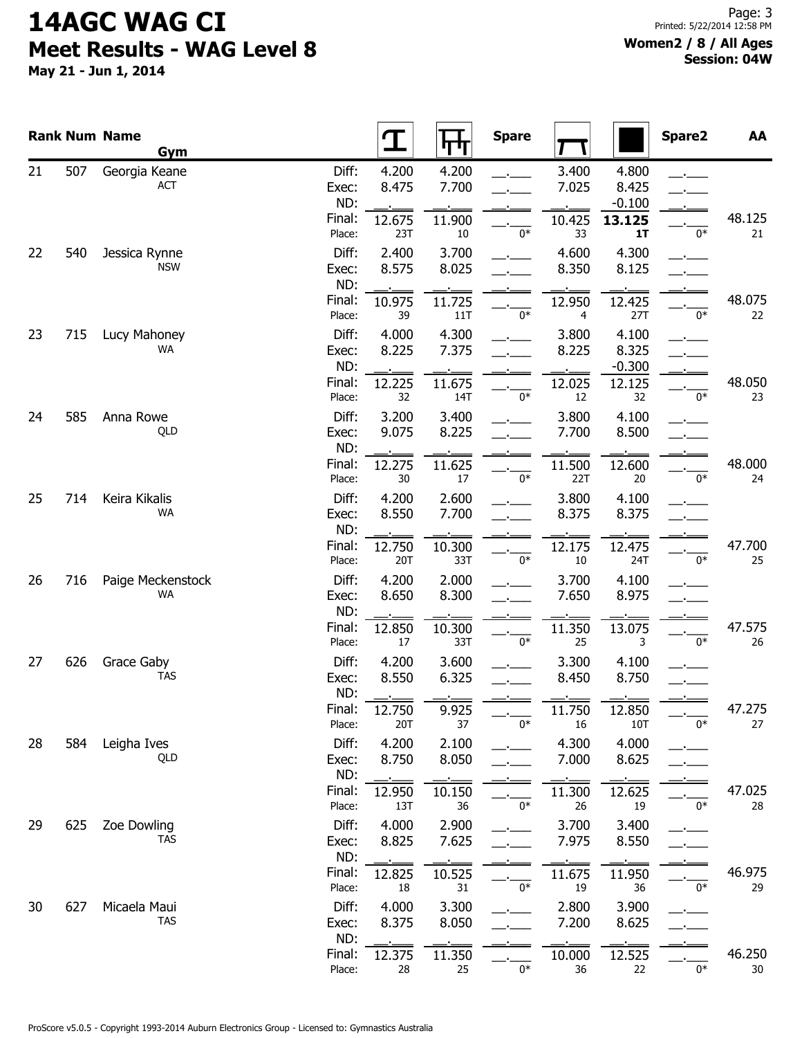# 14AGC WAG CI

## Meet Results - WAG Level 8

**May 21 - Jun 1, 2014**

**Women2 / 8 / All Ages**
**Session: 04W**

| Rank | Num | Name / Gym | | Vault | Bars | Spare | Beam | Floor | Spare2 | AA |
|---|---|---|---|---|---|---|---|---|---|---|
| 21 | 507 | Georgia Keane | Diff: | 4.200 | 4.200 | __.___ | 3.400 | 4.800 | __.___ | |
| | | ACT | Exec: | 8.475 | 7.700 | __.___ | 7.025 | 8.425 | __.___ | |
| | | | ND: | __.___ | __.___ | __.___ | __.___ | -0.100 | __.___ | |
| | | | Final: | 12.675 | 11.900 | __.___ | 10.425 | **13.125** | __.___ | 48.125 |
| | | | Place: | 23T | 10 | 0* | 33 | **1T** | 0* | 21 |
| 22 | 540 | Jessica Rynne | Diff: | 2.400 | 3.700 | __.___ | 4.600 | 4.300 | __.___ | |
| | | NSW | Exec: | 8.575 | 8.025 | __.___ | 8.350 | 8.125 | __.___ | |
| | | | ND: | __.___ | __.___ | __.___ | __.___ | __.___ | __.___ | |
| | | | Final: | 10.975 | 11.725 | __.___ | 12.950 | 12.425 | __.___ | 48.075 |
| | | | Place: | 39 | 11T | 0* | 4 | 27T | 0* | 22 |
| 23 | 715 | Lucy Mahoney | Diff: | 4.000 | 4.300 | __.___ | 3.800 | 4.100 | __.___ | |
| | | WA | Exec: | 8.225 | 7.375 | __.___ | 8.225 | 8.325 | __.___ | |
| | | | ND: | __.___ | __.___ | __.___ | __.___ | -0.300 | __.___ | |
| | | | Final: | 12.225 | 11.675 | __.___ | 12.025 | 12.125 | __.___ | 48.050 |
| | | | Place: | 32 | 14T | 0* | 12 | 32 | 0* | 23 |
| 24 | 585 | Anna Rowe | Diff: | 3.200 | 3.400 | __.___ | 3.800 | 4.100 | __.___ | |
| | | QLD | Exec: | 9.075 | 8.225 | __.___ | 7.700 | 8.500 | __.___ | |
| | | | ND: | __.___ | __.___ | __.___ | __.___ | __.___ | __.___ | |
| | | | Final: | 12.275 | 11.625 | __.___ | 11.500 | 12.600 | __.___ | 48.000 |
| | | | Place: | 30 | 17 | 0* | 22T | 20 | 0* | 24 |
| 25 | 714 | Keira Kikalis | Diff: | 4.200 | 2.600 | __.___ | 3.800 | 4.100 | __.___ | |
| | | WA | Exec: | 8.550 | 7.700 | __.___ | 8.375 | 8.375 | __.___ | |
| | | | ND: | __.___ | __.___ | __.___ | __.___ | __.___ | __.___ | |
| | | | Final: | 12.750 | 10.300 | __.___ | 12.175 | 12.475 | __.___ | 47.700 |
| | | | Place: | 20T | 33T | 0* | 10 | 24T | 0* | 25 |
| 26 | 716 | Paige Meckenstock | Diff: | 4.200 | 2.000 | __.___ | 3.700 | 4.100 | __.___ | |
| | | WA | Exec: | 8.650 | 8.300 | __.___ | 7.650 | 8.975 | __.___ | |
| | | | ND: | __.___ | __.___ | __.___ | __.___ | __.___ | __.___ | |
| | | | Final: | 12.850 | 10.300 | __.___ | 11.350 | 13.075 | __.___ | 47.575 |
| | | | Place: | 17 | 33T | 0* | 25 | 3 | 0* | 26 |
| 27 | 626 | Grace Gaby | Diff: | 4.200 | 3.600 | __.___ | 3.300 | 4.100 | __.___ | |
| | | TAS | Exec: | 8.550 | 6.325 | __.___ | 8.450 | 8.750 | __.___ | |
| | | | ND: | __.___ | __.___ | __.___ | __.___ | __.___ | __.___ | |
| | | | Final: | 12.750 | 9.925 | __.___ | 11.750 | 12.850 | __.___ | 47.275 |
| | | | Place: | 20T | 37 | 0* | 16 | 10T | 0* | 27 |
| 28 | 584 | Leigha Ives | Diff: | 4.200 | 2.100 | __.___ | 4.300 | 4.000 | __.___ | |
| | | QLD | Exec: | 8.750 | 8.050 | __.___ | 7.000 | 8.625 | __.___ | |
| | | | ND: | __.___ | __.___ | __.___ | __.___ | __.___ | __.___ | |
| | | | Final: | 12.950 | 10.150 | __.___ | 11.300 | 12.625 | __.___ | 47.025 |
| | | | Place: | 13T | 36 | 0* | 26 | 19 | 0* | 28 |
| 29 | 625 | Zoe Dowling | Diff: | 4.000 | 2.900 | __.___ | 3.700 | 3.400 | __.___ | |
| | | TAS | Exec: | 8.825 | 7.625 | __.___ | 7.975 | 8.550 | __.___ | |
| | | | ND: | __.___ | __.___ | __.___ | __.___ | __.___ | __.___ | |
| | | | Final: | 12.825 | 10.525 | __.___ | 11.675 | 11.950 | __.___ | 46.975 |
| | | | Place: | 18 | 31 | 0* | 19 | 36 | 0* | 29 |
| 30 | 627 | Micaela Maui | Diff: | 4.000 | 3.300 | __.___ | 2.800 | 3.900 | __.___ | |
| | | TAS | Exec: | 8.375 | 8.050 | __.___ | 7.200 | 8.625 | __.___ | |
| | | | ND: | __.___ | __.___ | __.___ | __.___ | __.___ | __.___ | |
| | | | Final: | 12.375 | 11.350 | __.___ | 10.000 | 12.525 | __.___ | 46.250 |
| | | | Place: | 28 | 25 | 0* | 36 | 22 | 0* | 30 |

ProScore v5.0.5 - Copyright 1993-2014 Auburn Electronics Group - Licensed to: Gymnastics Australia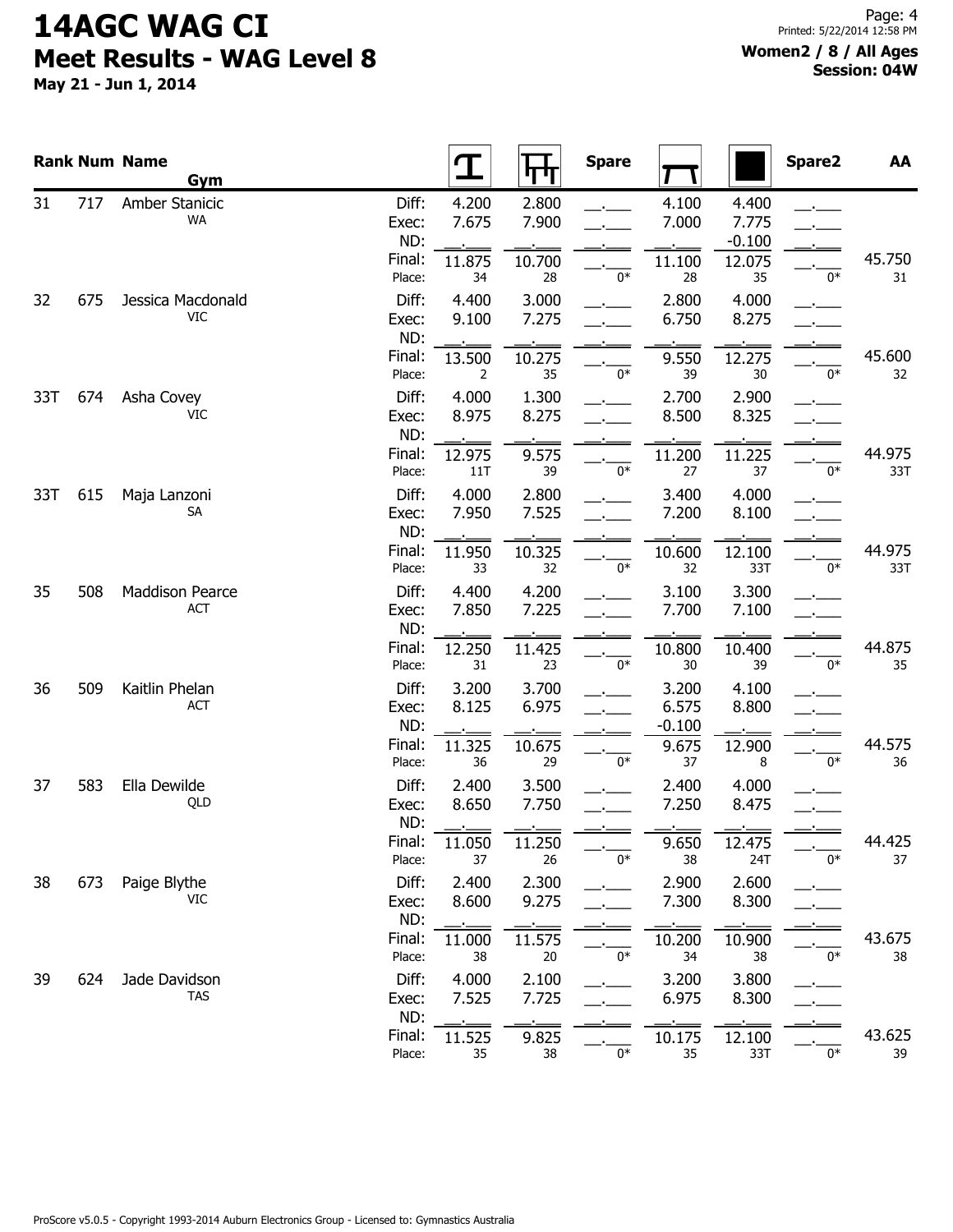# 14AGC WAG CI

## Meet Results - WAG Level 8

**May 21 - Jun 1, 2014**

Page: 4
Printed: 5/22/2014 12:58 PM

**Women2 / 8 / All Ages**
**Session: 04W**

| Rank | Num | Name / Gym | | Vault | Bars | Spare | Beam | Floor | Spare2 | AA |
|---|---|---|---|---|---|---|---|---|---|---|
| 31 | 717 | Amber Stanicic | Diff: | 4.200 | 2.800 | __.___ | 4.100 | 4.400 | __.___ | |
| | | WA | Exec: | 7.675 | 7.900 | __.___ | 7.000 | 7.775 | __.___ | |
| | | | ND: | __.___ | __.___ | __.___ | __.___ | -0.100 | __.___ | |
| | | | Final: | 11.875 | 10.700 | __.___ | 11.100 | 12.075 | __.___ | 45.750 |
| | | | Place: | 34 | 28 | 0* | 28 | 35 | 0* | 31 |
| 32 | 675 | Jessica Macdonald | Diff: | 4.400 | 3.000 | __.___ | 2.800 | 4.000 | __.___ | |
| | | VIC | Exec: | 9.100 | 7.275 | __.___ | 6.750 | 8.275 | __.___ | |
| | | | ND: | __.___ | __.___ | __.___ | __.___ | __.___ | __.___ | |
| | | | Final: | 13.500 | 10.275 | __.___ | 9.550 | 12.275 | __.___ | 45.600 |
| | | | Place: | 2 | 35 | 0* | 39 | 30 | 0* | 32 |
| 33T | 674 | Asha Covey | Diff: | 4.000 | 1.300 | __.___ | 2.700 | 2.900 | __.___ | |
| | | VIC | Exec: | 8.975 | 8.275 | __.___ | 8.500 | 8.325 | __.___ | |
| | | | ND: | __.___ | __.___ | __.___ | __.___ | __.___ | __.___ | |
| | | | Final: | 12.975 | 9.575 | __.___ | 11.200 | 11.225 | __.___ | 44.975 |
| | | | Place: | 11T | 39 | 0* | 27 | 37 | 0* | 33T |
| 33T | 615 | Maja Lanzoni | Diff: | 4.000 | 2.800 | __.___ | 3.400 | 4.000 | __.___ | |
| | | SA | Exec: | 7.950 | 7.525 | __.___ | 7.200 | 8.100 | __.___ | |
| | | | ND: | __.___ | __.___ | __.___ | __.___ | __.___ | __.___ | |
| | | | Final: | 11.950 | 10.325 | __.___ | 10.600 | 12.100 | __.___ | 44.975 |
| | | | Place: | 33 | 32 | 0* | 32 | 33T | 0* | 33T |
| 35 | 508 | Maddison Pearce | Diff: | 4.400 | 4.200 | __.___ | 3.100 | 3.300 | __.___ | |
| | | ACT | Exec: | 7.850 | 7.225 | __.___ | 7.700 | 7.100 | __.___ | |
| | | | ND: | __.___ | __.___ | __.___ | __.___ | __.___ | __.___ | |
| | | | Final: | 12.250 | 11.425 | __.___ | 10.800 | 10.400 | __.___ | 44.875 |
| | | | Place: | 31 | 23 | 0* | 30 | 39 | 0* | 35 |
| 36 | 509 | Kaitlin Phelan | Diff: | 3.200 | 3.700 | __.___ | 3.200 | 4.100 | __.___ | |
| | | ACT | Exec: | 8.125 | 6.975 | __.___ | 6.575 | 8.800 | __.___ | |
| | | | ND: | __.___ | __.___ | __.___ | -0.100 | __.___ | __.___ | |
| | | | Final: | 11.325 | 10.675 | __.___ | 9.675 | 12.900 | __.___ | 44.575 |
| | | | Place: | 36 | 29 | 0* | 37 | 8 | 0* | 36 |
| 37 | 583 | Ella Dewilde | Diff: | 2.400 | 3.500 | __.___ | 2.400 | 4.000 | __.___ | |
| | | QLD | Exec: | 8.650 | 7.750 | __.___ | 7.250 | 8.475 | __.___ | |
| | | | ND: | __.___ | __.___ | __.___ | __.___ | __.___ | __.___ | |
| | | | Final: | 11.050 | 11.250 | __.___ | 9.650 | 12.475 | __.___ | 44.425 |
| | | | Place: | 37 | 26 | 0* | 38 | 24T | 0* | 37 |
| 38 | 673 | Paige Blythe | Diff: | 2.400 | 2.300 | __.___ | 2.900 | 2.600 | __.___ | |
| | | VIC | Exec: | 8.600 | 9.275 | __.___ | 7.300 | 8.300 | __.___ | |
| | | | ND: | __.___ | __.___ | __.___ | __.___ | __.___ | __.___ | |
| | | | Final: | 11.000 | 11.575 | __.___ | 10.200 | 10.900 | __.___ | 43.675 |
| | | | Place: | 38 | 20 | 0* | 34 | 38 | 0* | 38 |
| 39 | 624 | Jade Davidson | Diff: | 4.000 | 2.100 | __.___ | 3.200 | 3.800 | __.___ | |
| | | TAS | Exec: | 7.525 | 7.725 | __.___ | 6.975 | 8.300 | __.___ | |
| | | | ND: | __.___ | __.___ | __.___ | __.___ | __.___ | __.___ | |
| | | | Final: | 11.525 | 9.825 | __.___ | 10.175 | 12.100 | __.___ | 43.625 |
| | | | Place: | 35 | 38 | 0* | 35 | 33T | 0* | 39 |

ProScore v5.0.5 - Copyright 1993-2014 Auburn Electronics Group - Licensed to: Gymnastics Australia